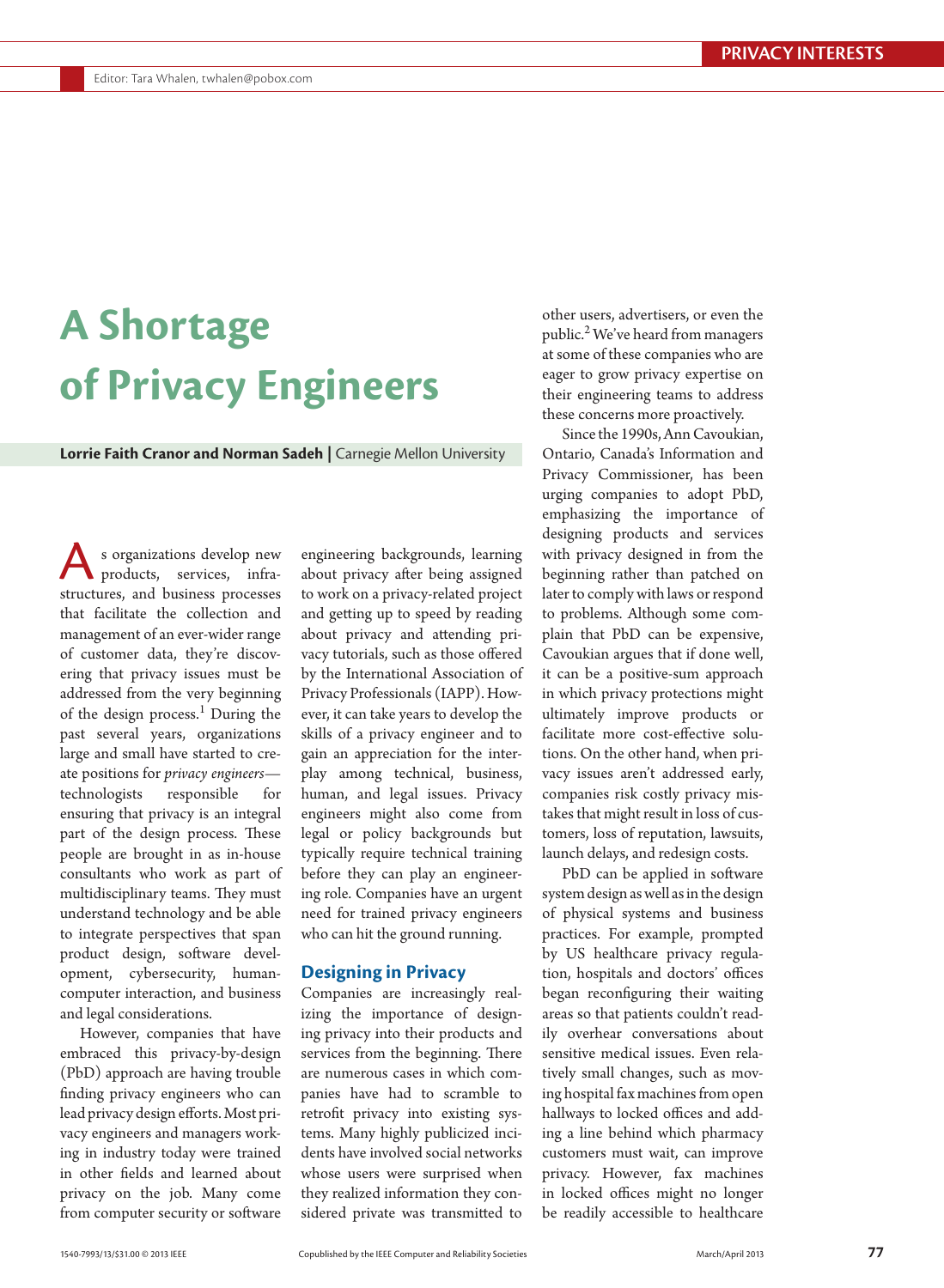# A Shortage of Privacy Engineers

**Lorrie Faith Cranor and Norman Sadeh |** Carnegie Mellon University

As organizations develop new products, services, infrastructures, and business processes that facilitate the collection and management of an ever-wider range of customer data, they're discovering that privacy issues must be addressed from the very beginning of the design process.[1] During the past several years, organizations large and small have started to create positions for *privacy engineers*—technologists responsible for ensuring that privacy is an integral part of the design process. These people are brought in as in-house consultants who work as part of multidisciplinary teams. They must understand technology and be able to integrate perspectives that span product design, software development, cybersecurity, human-computer interaction, and business and legal considerations.

However, companies that have embraced this privacy-by-design (PbD) approach are having trouble finding privacy engineers who can lead privacy design efforts. Most privacy engineers and managers working in industry today were trained in other fields and learned about privacy on the job. Many come from computer security or software engineering backgrounds, learning about privacy after being assigned to work on a privacy-related project and getting up to speed by reading about privacy and attending privacy tutorials, such as those offered by the International Association of Privacy Professionals (IAPP). However, it can take years to develop the skills of a privacy engineer and to gain an appreciation for the interplay among technical, business, human, and legal issues. Privacy engineers might also come from legal or policy backgrounds but typically require technical training before they can play an engineering role. Companies have an urgent need for trained privacy engineers who can hit the ground running.

## Designing in Privacy

Companies are increasingly realizing the importance of designing privacy into their products and services from the beginning. There are numerous cases in which companies have had to scramble to retrofit privacy into existing systems. Many highly publicized incidents have involved social networks whose users were surprised when they realized information they considered private was transmitted to other users, advertisers, or even the public.[2] We've heard from managers at some of these companies who are eager to grow privacy expertise on their engineering teams to address these concerns more proactively.

Since the 1990s, Ann Cavoukian, Ontario, Canada's Information and Privacy Commissioner, has been urging companies to adopt PbD, emphasizing the importance of designing products and services with privacy designed in from the beginning rather than patched on later to comply with laws or respond to problems. Although some complain that PbD can be expensive, Cavoukian argues that if done well, it can be a positive-sum approach in which privacy protections might ultimately improve products or facilitate more cost-effective solutions. On the other hand, when privacy issues aren't addressed early, companies risk costly privacy mistakes that might result in loss of customers, loss of reputation, lawsuits, launch delays, and redesign costs.

PbD can be applied in software system design as well as in the design of physical systems and business practices. For example, prompted by US healthcare privacy regulation, hospitals and doctors' offices began reconfiguring their waiting areas so that patients couldn't readily overhear conversations about sensitive medical issues. Even relatively small changes, such as moving hospital fax machines from open hallways to locked offices and adding a line behind which pharmacy customers must wait, can improve privacy. However, fax machines in locked offices might no longer be readily accessible to healthcare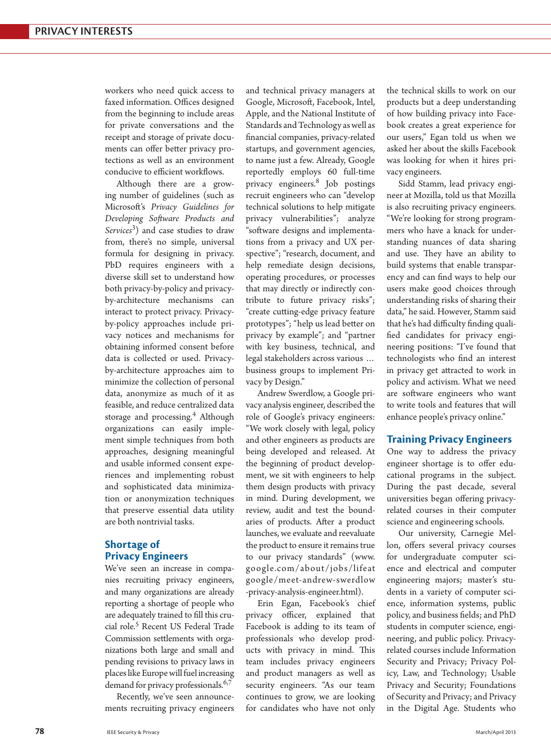workers who need quick access to faxed information. Offices designed from the beginning to include areas for private conversations and the receipt and storage of private documents can offer better privacy protections as well as an environment conducive to efficient workflows.

Although there are a growing number of guidelines (such as Microsoft's *Privacy Guidelines for Developing Software Products and Services*[3]) and case studies to draw from, there's no simple, universal formula for designing in privacy. PbD requires engineers with a diverse skill set to understand how both privacy-by-policy and privacy-by-architecture mechanisms can interact to protect privacy. Privacy-by-policy approaches include privacy notices and mechanisms for obtaining informed consent before data is collected or used. Privacy-by-architecture approaches aim to minimize the collection of personal data, anonymize as much of it as feasible, and reduce centralized data storage and processing.[4] Although organizations can easily implement simple techniques from both approaches, designing meaningful and usable informed consent experiences and implementing robust and sophisticated data minimization or anonymization techniques that preserve essential data utility are both nontrivial tasks.

## Shortage of Privacy Engineers

We've seen an increase in companies recruiting privacy engineers, and many organizations are already reporting a shortage of people who are adequately trained to fill this crucial role.[5] Recent US Federal Trade Commission settlements with organizations both large and small and pending revisions to privacy laws in places like Europe will fuel increasing demand for privacy professionals.[6,7]

Recently, we've seen announcements recruiting privacy engineers and technical privacy managers at Google, Microsoft, Facebook, Intel, Apple, and the National Institute of Standards and Technology as well as financial companies, privacy-related startups, and government agencies, to name just a few. Already, Google reportedly employs 60 full-time privacy engineers.[8] Job postings recruit engineers who can "develop technical solutions to help mitigate privacy vulnerabilities"; analyze "software designs and implementations from a privacy and UX perspective"; "research, document, and help remediate design decisions, operating procedures, or processes that may directly or indirectly contribute to future privacy risks"; "create cutting-edge privacy feature prototypes"; "help us lead better on privacy by example"; and "partner with key business, technical, and legal stakeholders across various … business groups to implement Privacy by Design."

Andrew Swerdlow, a Google privacy analysis engineer, described the role of Google's privacy engineers: "We work closely with legal, policy and other engineers as products are being developed and released. At the beginning of product development, we sit with engineers to help them design products with privacy in mind. During development, we review, audit and test the boundaries of products. After a product launches, we evaluate and reevaluate the product to ensure it remains true to our privacy standards" (www.google.com/about/jobs/lifeatgoogle/meet-andrew-swerdlow-privacy-analysis-engineer.html).

Erin Egan, Facebook's chief privacy officer, explained that Facebook is adding to its team of professionals who develop products with privacy in mind. This team includes privacy engineers and product managers as well as security engineers. "As our team continues to grow, we are looking for candidates who have not only the technical skills to work on our products but a deep understanding of how building privacy into Facebook creates a great experience for our users," Egan told us when we asked her about the skills Facebook was looking for when it hires privacy engineers.

Sidd Stamm, lead privacy engineer at Mozilla, told us that Mozilla is also recruiting privacy engineers. "We're looking for strong programmers who have a knack for understanding nuances of data sharing and use. They have an ability to build systems that enable transparency and can find ways to help our users make good choices through understanding risks of sharing their data," he said. However, Stamm said that he's had difficulty finding qualified candidates for privacy engineering positions: "I've found that technologists who find an interest in privacy get attracted to work in policy and activism. What we need are software engineers who want to write tools and features that will enhance people's privacy online."

## Training Privacy Engineers

One way to address the privacy engineer shortage is to offer educational programs in the subject. During the past decade, several universities began offering privacy-related courses in their computer science and engineering schools.

Our university, Carnegie Mellon, offers several privacy courses for undergraduate computer science and electrical and computer engineering majors; master's students in a variety of computer science, information systems, public policy, and business fields; and PhD students in computer science, engineering, and public policy. Privacy-related courses include Information Security and Privacy; Privacy Policy, Law, and Technology; Usable Privacy and Security; Foundations of Security and Privacy; and Privacy in the Digital Age. Students who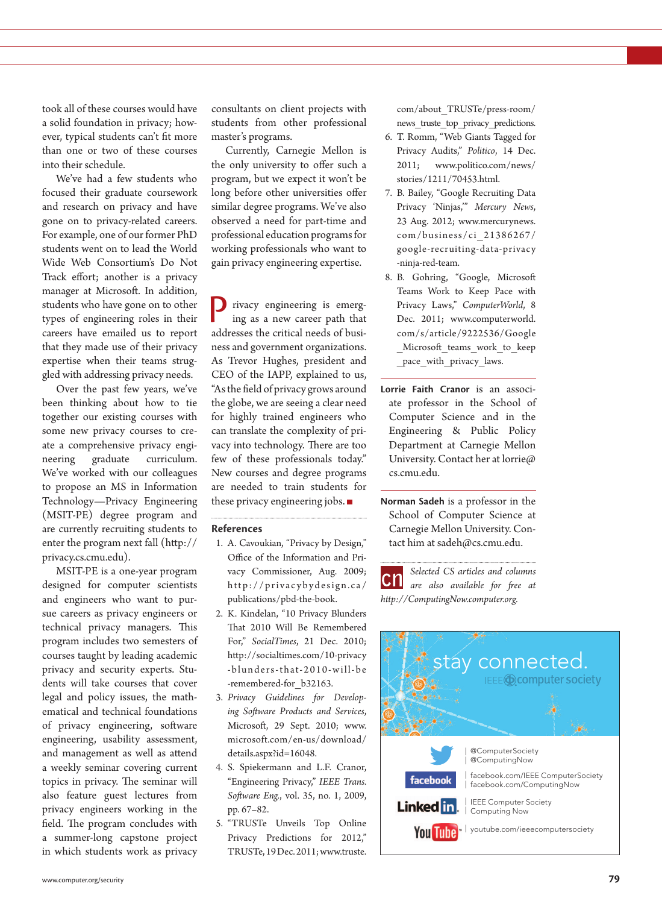took all of these courses would have a solid foundation in privacy; however, typical students can't fit more than one or two of these courses into their schedule.

We've had a few students who focused their graduate coursework and research on privacy and have gone on to privacy-related careers. For example, one of our former PhD students went on to lead the World Wide Web Consortium's Do Not Track effort; another is a privacy manager at Microsoft. In addition, students who have gone on to other types of engineering roles in their careers have emailed us to report that they made use of their privacy expertise when their teams struggled with addressing privacy needs.

Over the past few years, we've been thinking about how to tie together our existing courses with some new privacy courses to create a comprehensive privacy engineering graduate curriculum. We've worked with our colleagues to propose an MS in Information Technology—Privacy Engineering (MSIT-PE) degree program and are currently recruiting students to enter the program next fall (http://privacy.cs.cmu.edu).

MSIT-PE is a one-year program designed for computer scientists and engineers who want to pursue careers as privacy engineers or technical privacy managers. This program includes two semesters of courses taught by leading academic privacy and security experts. Students will take courses that cover legal and policy issues, the mathematical and technical foundations of privacy engineering, software engineering, usability assessment, and management as well as attend a weekly seminar covering current topics in privacy. The seminar will also feature guest lectures from privacy engineers working in the field. The program concludes with a summer-long capstone project in which students work as privacy consultants on client projects with students from other professional master's programs.

Currently, Carnegie Mellon is the only university to offer such a program, but we expect it won't be long before other universities offer similar degree programs. We've also observed a need for part-time and professional education programs for working professionals who want to gain privacy engineering expertise.

Privacy engineering is emerging as a new career path that addresses the critical needs of business and government organizations. As Trevor Hughes, president and CEO of the IAPP, explained to us, "As the field of privacy grows around the globe, we are seeing a clear need for highly trained engineers who can translate the complexity of privacy into technology. There are too few of these professionals today." New courses and degree programs are needed to train students for these privacy engineering jobs. ■

## References

1. A. Cavoukian, "Privacy by Design," Office of the Information and Privacy Commissioner, Aug. 2009; http://privacybydesign.ca/publications/pbd-the-book.
2. K. Kindelan, "10 Privacy Blunders That 2010 Will Be Remembered For," *SocialTimes*, 21 Dec. 2010; http://socialtimes.com/10-privacy-blunders-that-2010-will-be-remembered-for_b32163.
3. *Privacy Guidelines for Developing Software Products and Services*, Microsoft, 29 Sept. 2010; www.microsoft.com/en-us/download/details.aspx?id=16048.
4. S. Spiekermann and L.F. Cranor, "Engineering Privacy," *IEEE Trans. Software Eng.*, vol. 35, no. 1, 2009, pp. 67–82.
5. "TRUSTe Unveils Top Online Privacy Predictions for 2012," TRUSTe, 19 Dec. 2011; www.truste.com/about_TRUSTe/press-room/news_truste_top_privacy_predictions.
6. T. Romm, "Web Giants Tagged for Privacy Audits," *Politico*, 14 Dec. 2011; www.politico.com/news/stories/1211/70453.html.
7. B. Bailey, "Google Recruiting Data Privacy 'Ninjas,'" *Mercury News*, 23 Aug. 2012; www.mercurynews.com/business/ci_21386267/google-recruiting-data-privacy-ninja-red-team.
8. B. Gohring, "Google, Microsoft Teams Work to Keep Pace with Privacy Laws," *ComputerWorld*, 8 Dec. 2011; www.computerworld.com/s/article/9222536/Google_Microsoft_teams_work_to_keep_pace_with_privacy_laws.

**Lorrie Faith Cranor** is an associate professor in the School of Computer Science and in the Engineering & Public Policy Department at Carnegie Mellon University. Contact her at lorrie@cs.cmu.edu.

**Norman Sadeh** is a professor in the School of Computer Science at Carnegie Mellon University. Contact him at sadeh@cs.cmu.edu.

*Selected CS articles and columns are also available for free at http://ComputingNow.computer.org.*

stay connected.
IEEE computer society

@ComputerSociety
@ComputingNow

facebook.com/IEEE ComputerSociety
facebook.com/ComputingNow

IEEE Computer Society
Computing Now

youtube.com/ieeecomputersociety